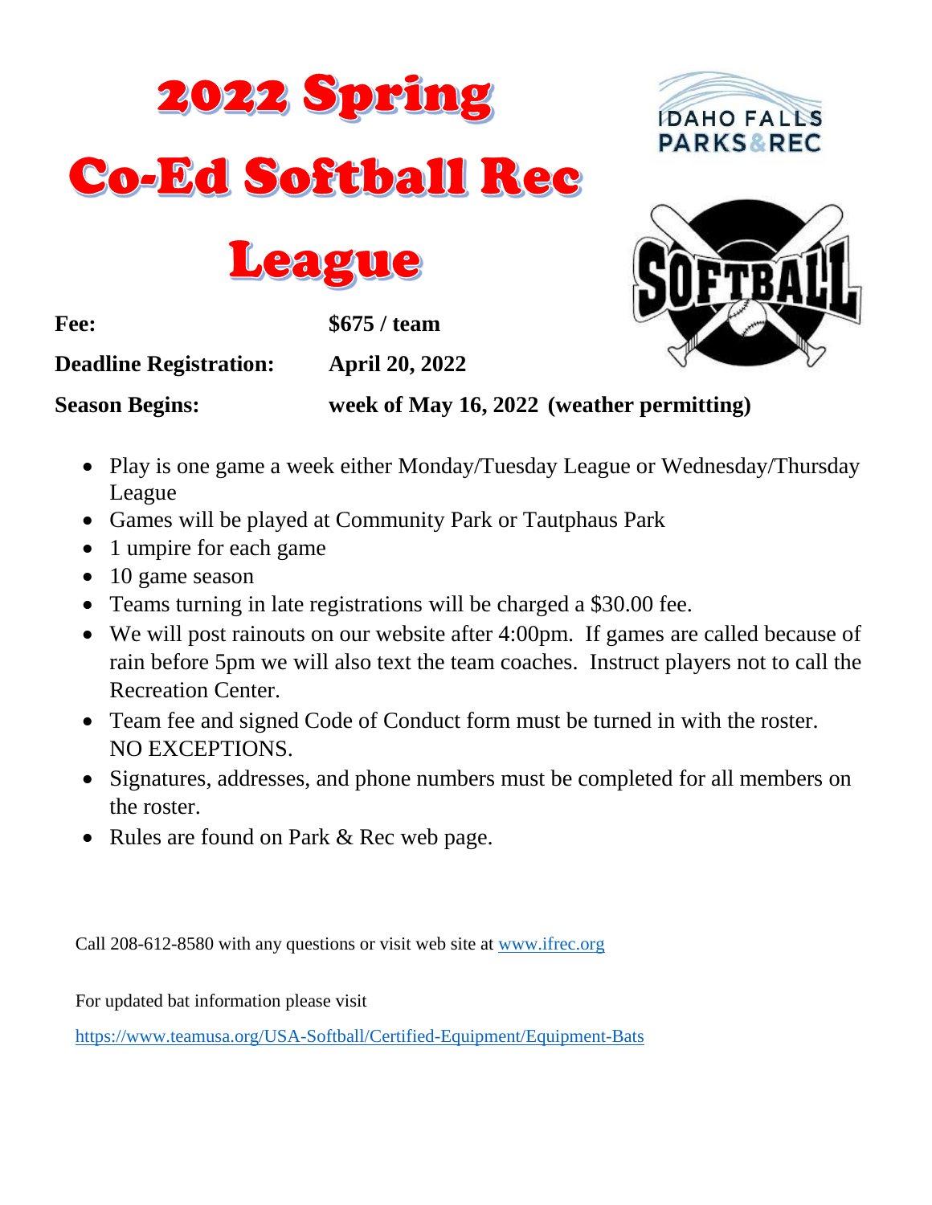# 2022 Spring Co-Ed Softball Rec League

| | |
|---|---|
| **Fee:** | **$675 / team** |
| **Deadline Registration:** | **April 20, 2022** |
| **Season Begins:** | **week of May 16, 2022 (weather permitting)** |

- Play is one game a week either Monday/Tuesday League or Wednesday/Thursday League
- Games will be played at Community Park or Tautphaus Park
- 1 umpire for each game
- 10 game season
- Teams turning in late registrations will be charged a $30.00 fee.
- We will post rainouts on our website after 4:00pm. If games are called because of rain before 5pm we will also text the team coaches. Instruct players not to call the Recreation Center.
- Team fee and signed Code of Conduct form must be turned in with the roster. NO EXCEPTIONS.
- Signatures, addresses, and phone numbers must be completed for all members on the roster.
- Rules are found on Park & Rec web page.

Call 208-612-8580 with any questions or visit web site at www.ifrec.org

For updated bat information please visit

https://www.teamusa.org/USA-Softball/Certified-Equipment/Equipment-Bats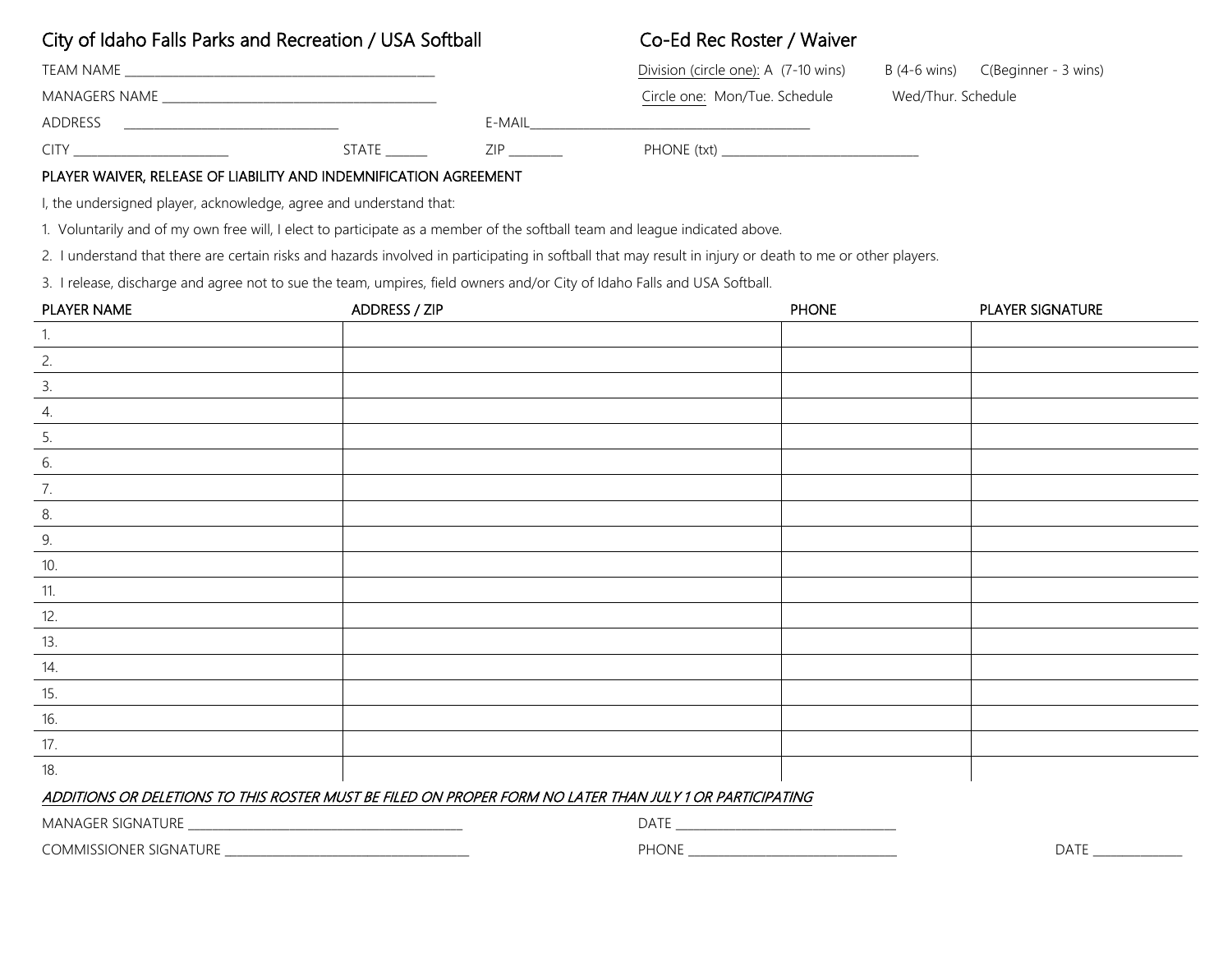## City of Idaho Falls Parks and Recreation / USA Softball

## Co-Ed Rec Roster / Waiver

TEAM NAME _______________________________________________

Division (circle one): A (7-10 wins)   B (4-6 wins)   C(Beginner - 3 wins)

MANAGERS NAME ___________________________________________

Circle one: Mon/Tue. Schedule   Wed/Thur. Schedule

ADDRESS _________________________________   E-MAIL_____________________________________________

CITY _______________________   STATE ______   ZIP ________   PHONE (txt) ______________________________

**PLAYER WAIVER, RELEASE OF LIABILITY AND INDEMNIFICATION AGREEMENT**

I, the undersigned player, acknowledge, agree and understand that:

1. Voluntarily and of my own free will, I elect to participate as a member of the softball team and league indicated above.

2. I understand that there are certain risks and hazards involved in participating in softball that may result in injury or death to me or other players.

3. I release, discharge and agree not to sue the team, umpires, field owners and/or City of Idaho Falls and USA Softball.

| PLAYER NAME | ADDRESS / ZIP | PHONE | PLAYER SIGNATURE |
|---|---|---|---|
| 1. | | | |
| 2. | | | |
| 3. | | | |
| 4. | | | |
| 5. | | | |
| 6. | | | |
| 7. | | | |
| 8. | | | |
| 9. | | | |
| 10. | | | |
| 11. | | | |
| 12. | | | |
| 13. | | | |
| 14. | | | |
| 15. | | | |
| 16. | | | |
| 17. | | | |
| 18. | | | |

***ADDITIONS OR DELETIONS TO THIS ROSTER MUST BE FILED ON PROPER FORM NO LATER THAN JULY 1 OR PARTICIPATING***

MANAGER SIGNATURE ___________________________________________   DATE __________________________________

COMMISSIONER SIGNATURE ______________________________________   PHONE _________________________________   DATE _____________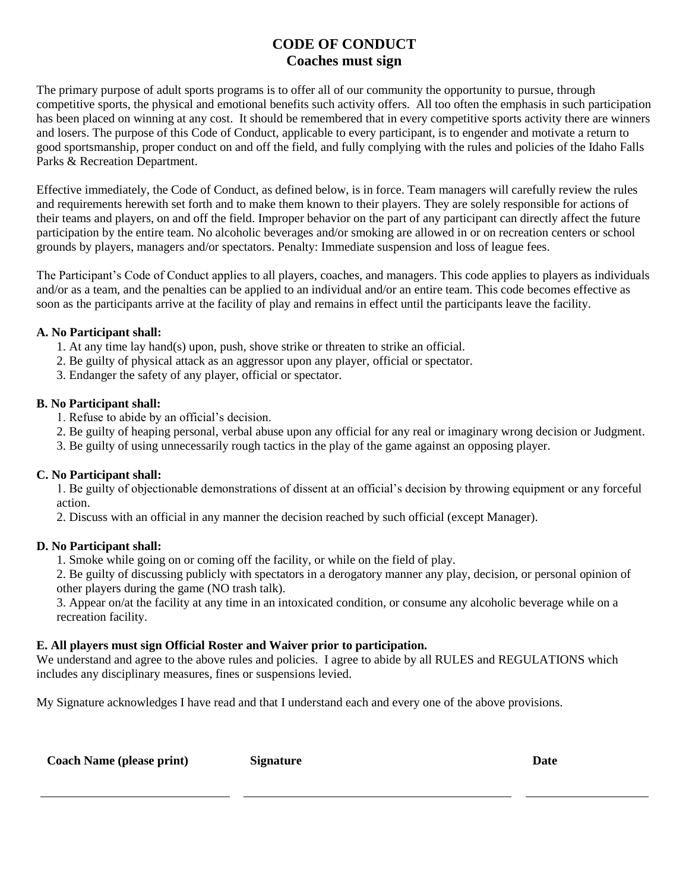# CODE OF CONDUCT
## Coaches must sign

The primary purpose of adult sports programs is to offer all of our community the opportunity to pursue, through competitive sports, the physical and emotional benefits such activity offers. All too often the emphasis in such participation has been placed on winning at any cost. It should be remembered that in every competitive sports activity there are winners and losers. The purpose of this Code of Conduct, applicable to every participant, is to engender and motivate a return to good sportsmanship, proper conduct on and off the field, and fully complying with the rules and policies of the Idaho Falls Parks & Recreation Department.

Effective immediately, the Code of Conduct, as defined below, is in force. Team managers will carefully review the rules and requirements herewith set forth and to make them known to their players. They are solely responsible for actions of their teams and players, on and off the field. Improper behavior on the part of any participant can directly affect the future participation by the entire team. No alcoholic beverages and/or smoking are allowed in or on recreation centers or school grounds by players, managers and/or spectators. Penalty: Immediate suspension and loss of league fees.

The Participant's Code of Conduct applies to all players, coaches, and managers. This code applies to players as individuals and/or as a team, and the penalties can be applied to an individual and/or an entire team. This code becomes effective as soon as the participants arrive at the facility of play and remains in effect until the participants leave the facility.

**A. No Participant shall:**

1. At any time lay hand(s) upon, push, shove strike or threaten to strike an official.
2. Be guilty of physical attack as an aggressor upon any player, official or spectator.
3. Endanger the safety of any player, official or spectator.

**B. No Participant shall:**

1. Refuse to abide by an official's decision.
2. Be guilty of heaping personal, verbal abuse upon any official for any real or imaginary wrong decision or Judgment.
3. Be guilty of using unnecessarily rough tactics in the play of the game against an opposing player.

**C. No Participant shall:**

1. Be guilty of objectionable demonstrations of dissent at an official's decision by throwing equipment or any forceful action.
2. Discuss with an official in any manner the decision reached by such official (except Manager).

**D. No Participant shall:**

1. Smoke while going on or coming off the facility, or while on the field of play.
2. Be guilty of discussing publicly with spectators in a derogatory manner any play, decision, or personal opinion of other players during the game (NO trash talk).
3. Appear on/at the facility at any time in an intoxicated condition, or consume any alcoholic beverage while on a recreation facility.

**E. All players must sign Official Roster and Waiver prior to participation.**

We understand and agree to the above rules and policies. I agree to abide by all RULES and REGULATIONS which includes any disciplinary measures, fines or suspensions levied.

My Signature acknowledges I have read and that I understand each and every one of the above provisions.

| **Coach Name (please print)** | **Signature** | **Date** |
|---|---|---|
| | | |